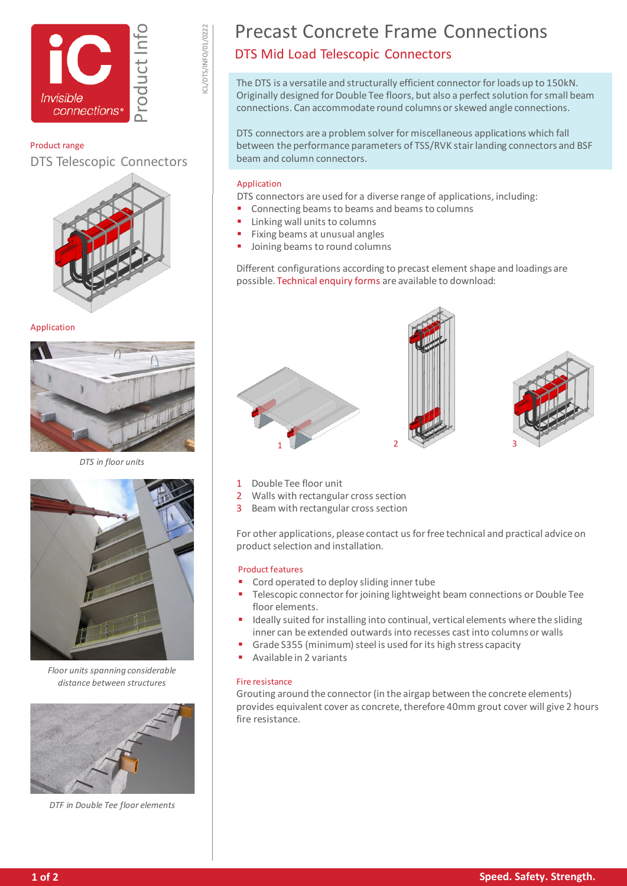Product Info

ICL/DTS/INFO/01/0222

Product range

DTS Telescopic Connectors

Application

*DTS in floor units*

*Floor units spanning considerable distance between structures*

*DTF in Double Tee floor elements*

# Precast Concrete Frame Connections

## DTS Mid Load Telescopic Connectors

The DTS is a versatile and structurally efficient connector for loads up to 150kN. Originally designed for Double Tee floors, but also a perfect solution for small beam connections. Can accommodate round columns or skewed angle connections.

DTS connectors are a problem solver for miscellaneous applications which fall between the performance parameters of TSS/RVK stair landing connectors and BSF beam and column connectors.

### Application

DTS connectors are used for a diverse range of applications, including:

- Connecting beams to beams and beams to columns
- Linking wall units to columns
- Fixing beams at unusual angles
- Joining beams to round columns

Different configurations according to precast element shape and loadings are possible. Technical enquiry forms are available to download:

1 Double Tee floor unit
2 Walls with rectangular cross section
3 Beam with rectangular cross section

For other applications, please contact us for free technical and practical advice on product selection and installation.

### Product features

- Cord operated to deploy sliding inner tube
- Telescopic connector for joining lightweight beam connections or Double Tee floor elements.
- Ideally suited for installing into continual, vertical elements where the sliding inner can be extended outwards into recesses cast into columns or walls
- Grade S355 (minimum) steel is used for its high stress capacity
- Available in 2 variants

### Fire resistance

Grouting around the connector (in the airgap between the concrete elements) provides equivalent cover as concrete, therefore 40mm grout cover will give 2 hours fire resistance.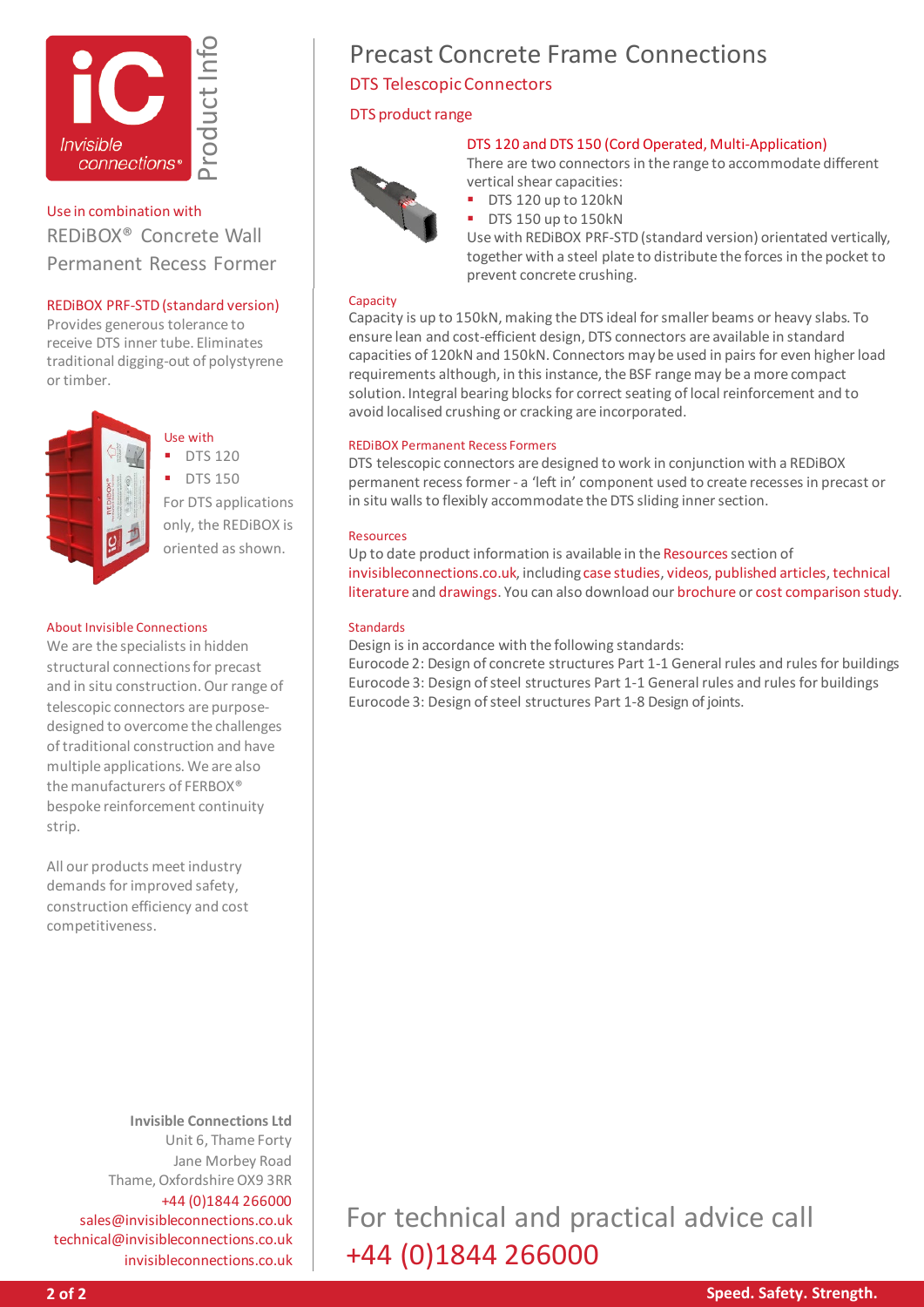Product Info

iC Invisible connections®

Use in combination with

## REDiBOX® Concrete Wall Permanent Recess Former

### REDiBOX PRF-STD (standard version)

Provides generous tolerance to receive DTS inner tube. Eliminates traditional digging-out of polystyrene or timber.

Use with

- DTS 120
- DTS 150

For DTS applications only, the REDiBOX is oriented as shown.

### About Invisible Connections

We are the specialists in hidden structural connections for precast and in situ construction. Our range of telescopic connectors are purpose-designed to overcome the challenges of traditional construction and have multiple applications. We are also the manufacturers of FERBOX® bespoke reinforcement continuity strip.

All our products meet industry demands for improved safety, construction efficiency and cost competitiveness.

**Invisible Connections Ltd**
Unit 6, Thame Forty
Jane Morbey Road
Thame, Oxfordshire OX9 3RR
+44 (0)1844 266000
sales@invisibleconnections.co.uk
technical@invisibleconnections.co.uk
invisibleconnections.co.uk

# Precast Concrete Frame Connections

## DTS Telescopic Connectors

### DTS product range

#### DTS 120 and DTS 150 (Cord Operated, Multi-Application)

There are two connectors in the range to accommodate different vertical shear capacities:

- DTS 120 up to 120kN
- DTS 150 up to 150kN

Use with REDiBOX PRF-STD (standard version) orientated vertically, together with a steel plate to distribute the forces in the pocket to prevent concrete crushing.

### Capacity

Capacity is up to 150kN, making the DTS ideal for smaller beams or heavy slabs. To ensure lean and cost-efficient design, DTS connectors are available in standard capacities of 120kN and 150kN. Connectors may be used in pairs for even higher load requirements although, in this instance, the BSF range may be a more compact solution. Integral bearing blocks for correct seating of local reinforcement and to avoid localised crushing or cracking are incorporated.

### REDiBOX Permanent Recess Formers

DTS telescopic connectors are designed to work in conjunction with a REDiBOX permanent recess former - a 'left in' component used to create recesses in precast or in situ walls to flexibly accommodate the DTS sliding inner section.

### Resources

Up to date product information is available in the Resources section of invisibleconnections.co.uk, including case studies, videos, published articles, technical literature and drawings. You can also download our brochure or cost comparison study.

### Standards

Design is in accordance with the following standards:
Eurocode 2: Design of concrete structures Part 1-1 General rules and rules for buildings
Eurocode 3: Design of steel structures Part 1-1 General rules and rules for buildings
Eurocode 3: Design of steel structures Part 1-8 Design of joints.

For technical and practical advice call
+44 (0)1844 266000

**Speed. Safety. Strength.**